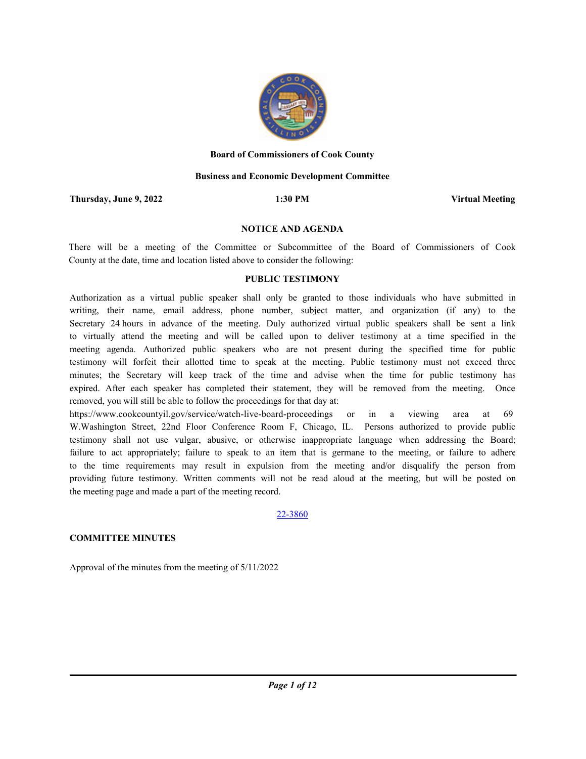**Board of Commissioners of Cook County**

**Business and Economic Development Committee**

**Thursday, June 9, 2022** **1:30 PM** **Virtual Meeting**

**NOTICE AND AGENDA**

There will be a meeting of the Committee or Subcommittee of the Board of Commissioners of Cook County at the date, time and location listed above to consider the following:

**PUBLIC TESTIMONY**

Authorization as a virtual public speaker shall only be granted to those individuals who have submitted in writing, their name, email address, phone number, subject matter, and organization (if any) to the Secretary 24 hours in advance of the meeting. Duly authorized virtual public speakers shall be sent a link to virtually attend the meeting and will be called upon to deliver testimony at a time specified in the meeting agenda. Authorized public speakers who are not present during the specified time for public testimony will forfeit their allotted time to speak at the meeting. Public testimony must not exceed three minutes; the Secretary will keep track of the time and advise when the time for public testimony has expired. After each speaker has completed their statement, they will be removed from the meeting. Once removed, you will still be able to follow the proceedings for that day at: https://www.cookcountyil.gov/service/watch-live-board-proceedings or in a viewing area at 69 W.Washington Street, 22nd Floor Conference Room F, Chicago, IL. Persons authorized to provide public testimony shall not use vulgar, abusive, or otherwise inappropriate language when addressing the Board; failure to act appropriately; failure to speak to an item that is germane to the meeting, or failure to adhere to the time requirements may result in expulsion from the meeting and/or disqualify the person from providing future testimony. Written comments will not be read aloud at the meeting, but will be posted on the meeting page and made a part of the meeting record.

22-3860

**COMMITTEE MINUTES**

Approval of the minutes from the meeting of 5/11/2022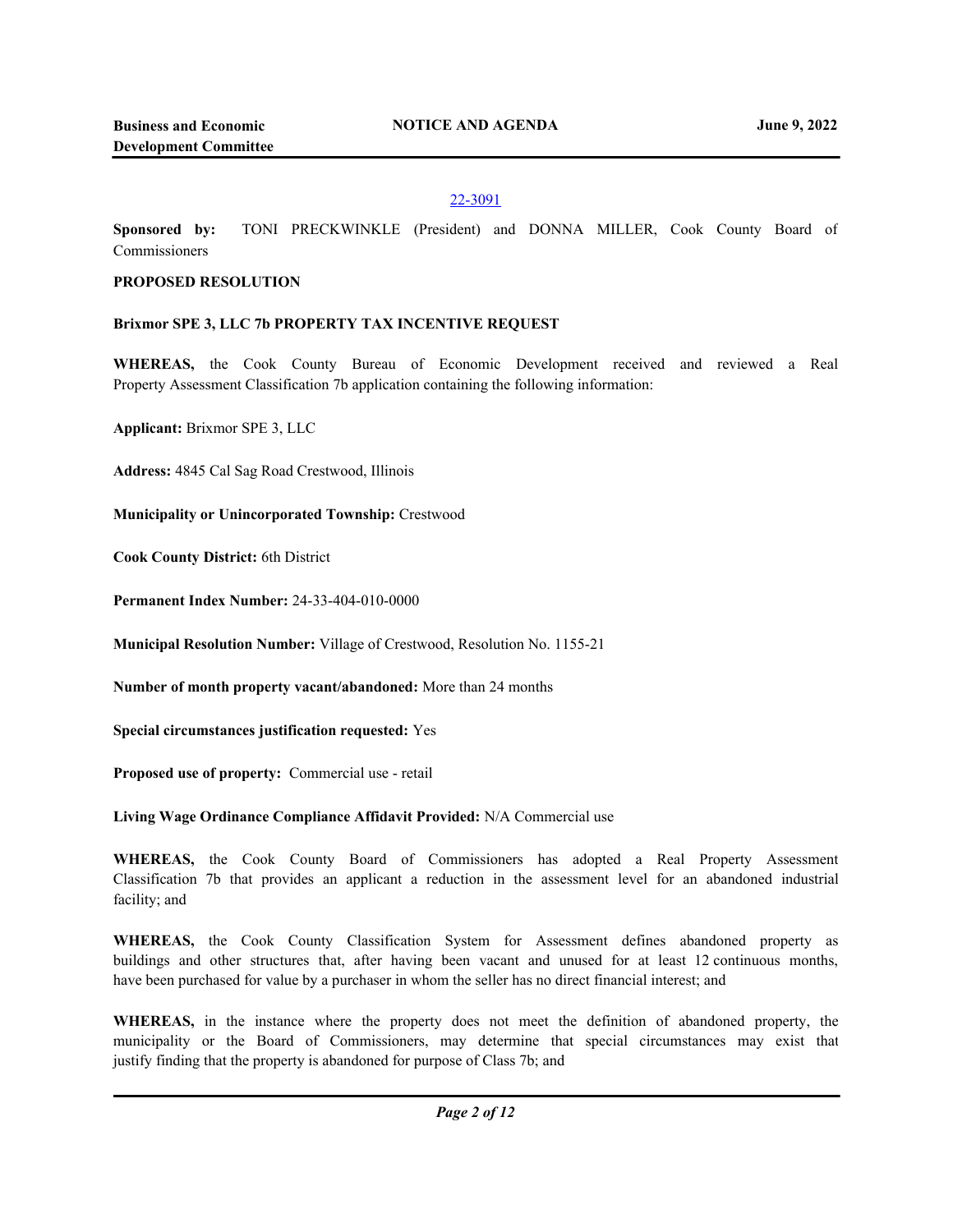22-3091

**Sponsored by:** TONI PRECKWINKLE (President) and DONNA MILLER, Cook County Board of Commissioners

**PROPOSED RESOLUTION**

**Brixmor SPE 3, LLC 7b PROPERTY TAX INCENTIVE REQUEST**

**WHEREAS,** the Cook County Bureau of Economic Development received and reviewed a Real Property Assessment Classification 7b application containing the following information:

**Applicant:** Brixmor SPE 3, LLC

**Address:** 4845 Cal Sag Road Crestwood, Illinois

**Municipality or Unincorporated Township:** Crestwood

**Cook County District:** 6th District

**Permanent Index Number:** 24-33-404-010-0000

**Municipal Resolution Number:** Village of Crestwood, Resolution No. 1155-21

**Number of month property vacant/abandoned:** More than 24 months

**Special circumstances justification requested:** Yes

**Proposed use of property:** Commercial use - retail

**Living Wage Ordinance Compliance Affidavit Provided:** N/A Commercial use

**WHEREAS,** the Cook County Board of Commissioners has adopted a Real Property Assessment Classification 7b that provides an applicant a reduction in the assessment level for an abandoned industrial facility; and

**WHEREAS,** the Cook County Classification System for Assessment defines abandoned property as buildings and other structures that, after having been vacant and unused for at least 12 continuous months, have been purchased for value by a purchaser in whom the seller has no direct financial interest; and

**WHEREAS,** in the instance where the property does not meet the definition of abandoned property, the municipality or the Board of Commissioners, may determine that special circumstances may exist that justify finding that the property is abandoned for purpose of Class 7b; and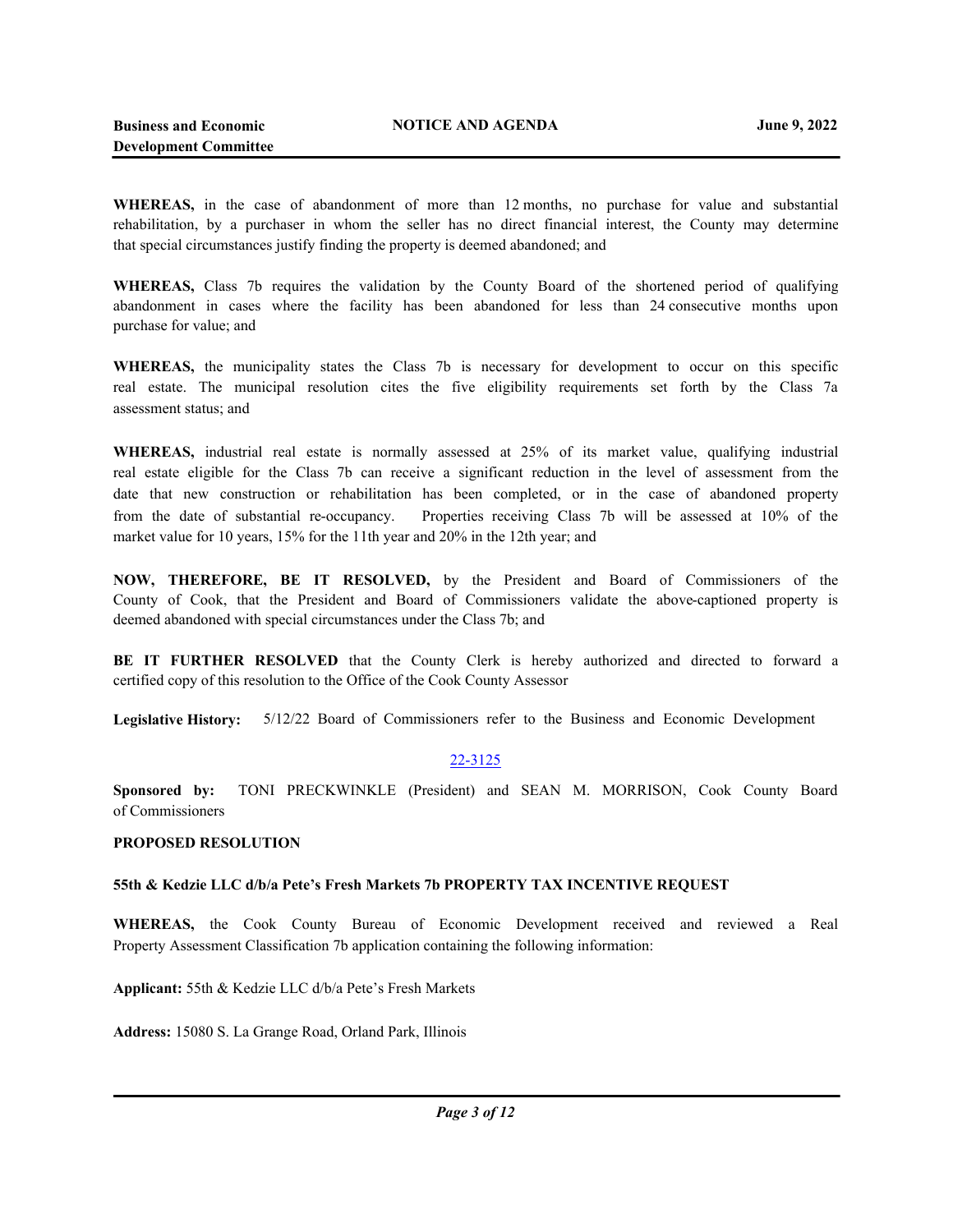**WHEREAS,** in the case of abandonment of more than 12 months, no purchase for value and substantial rehabilitation, by a purchaser in whom the seller has no direct financial interest, the County may determine that special circumstances justify finding the property is deemed abandoned; and

**WHEREAS,** Class 7b requires the validation by the County Board of the shortened period of qualifying abandonment in cases where the facility has been abandoned for less than 24 consecutive months upon purchase for value; and

**WHEREAS,** the municipality states the Class 7b is necessary for development to occur on this specific real estate. The municipal resolution cites the five eligibility requirements set forth by the Class 7a assessment status; and

**WHEREAS,** industrial real estate is normally assessed at 25% of its market value, qualifying industrial real estate eligible for the Class 7b can receive a significant reduction in the level of assessment from the date that new construction or rehabilitation has been completed, or in the case of abandoned property from the date of substantial re-occupancy. Properties receiving Class 7b will be assessed at 10% of the market value for 10 years, 15% for the 11th year and 20% in the 12th year; and

**NOW, THEREFORE, BE IT RESOLVED,** by the President and Board of Commissioners of the County of Cook, that the President and Board of Commissioners validate the above-captioned property is deemed abandoned with special circumstances under the Class 7b; and

**BE IT FURTHER RESOLVED** that the County Clerk is hereby authorized and directed to forward a certified copy of this resolution to the Office of the Cook County Assessor

**Legislative History:** 5/12/22 Board of Commissioners refer to the Business and Economic Development

22-3125

**Sponsored by:** TONI PRECKWINKLE (President) and SEAN M. MORRISON, Cook County Board of Commissioners

**PROPOSED RESOLUTION**

**55th & Kedzie LLC d/b/a Pete's Fresh Markets 7b PROPERTY TAX INCENTIVE REQUEST**

**WHEREAS,** the Cook County Bureau of Economic Development received and reviewed a Real Property Assessment Classification 7b application containing the following information:

**Applicant:** 55th & Kedzie LLC d/b/a Pete's Fresh Markets

**Address:** 15080 S. La Grange Road, Orland Park, Illinois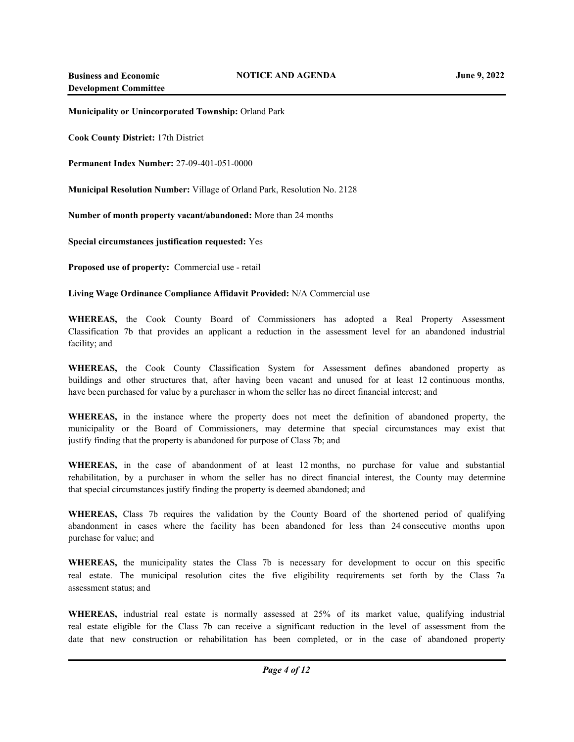**Municipality or Unincorporated Township:** Orland Park

**Cook County District:** 17th District

**Permanent Index Number:** 27-09-401-051-0000

**Municipal Resolution Number:** Village of Orland Park, Resolution No. 2128

**Number of month property vacant/abandoned:** More than 24 months

**Special circumstances justification requested:** Yes

**Proposed use of property:** Commercial use - retail

**Living Wage Ordinance Compliance Affidavit Provided:** N/A Commercial use

**WHEREAS,** the Cook County Board of Commissioners has adopted a Real Property Assessment Classification 7b that provides an applicant a reduction in the assessment level for an abandoned industrial facility; and

**WHEREAS,** the Cook County Classification System for Assessment defines abandoned property as buildings and other structures that, after having been vacant and unused for at least 12 continuous months, have been purchased for value by a purchaser in whom the seller has no direct financial interest; and

**WHEREAS,** in the instance where the property does not meet the definition of abandoned property, the municipality or the Board of Commissioners, may determine that special circumstances may exist that justify finding that the property is abandoned for purpose of Class 7b; and

**WHEREAS,** in the case of abandonment of at least 12 months, no purchase for value and substantial rehabilitation, by a purchaser in whom the seller has no direct financial interest, the County may determine that special circumstances justify finding the property is deemed abandoned; and

**WHEREAS,** Class 7b requires the validation by the County Board of the shortened period of qualifying abandonment in cases where the facility has been abandoned for less than 24 consecutive months upon purchase for value; and

**WHEREAS,** the municipality states the Class 7b is necessary for development to occur on this specific real estate. The municipal resolution cites the five eligibility requirements set forth by the Class 7a assessment status; and

**WHEREAS,** industrial real estate is normally assessed at 25% of its market value, qualifying industrial real estate eligible for the Class 7b can receive a significant reduction in the level of assessment from the date that new construction or rehabilitation has been completed, or in the case of abandoned property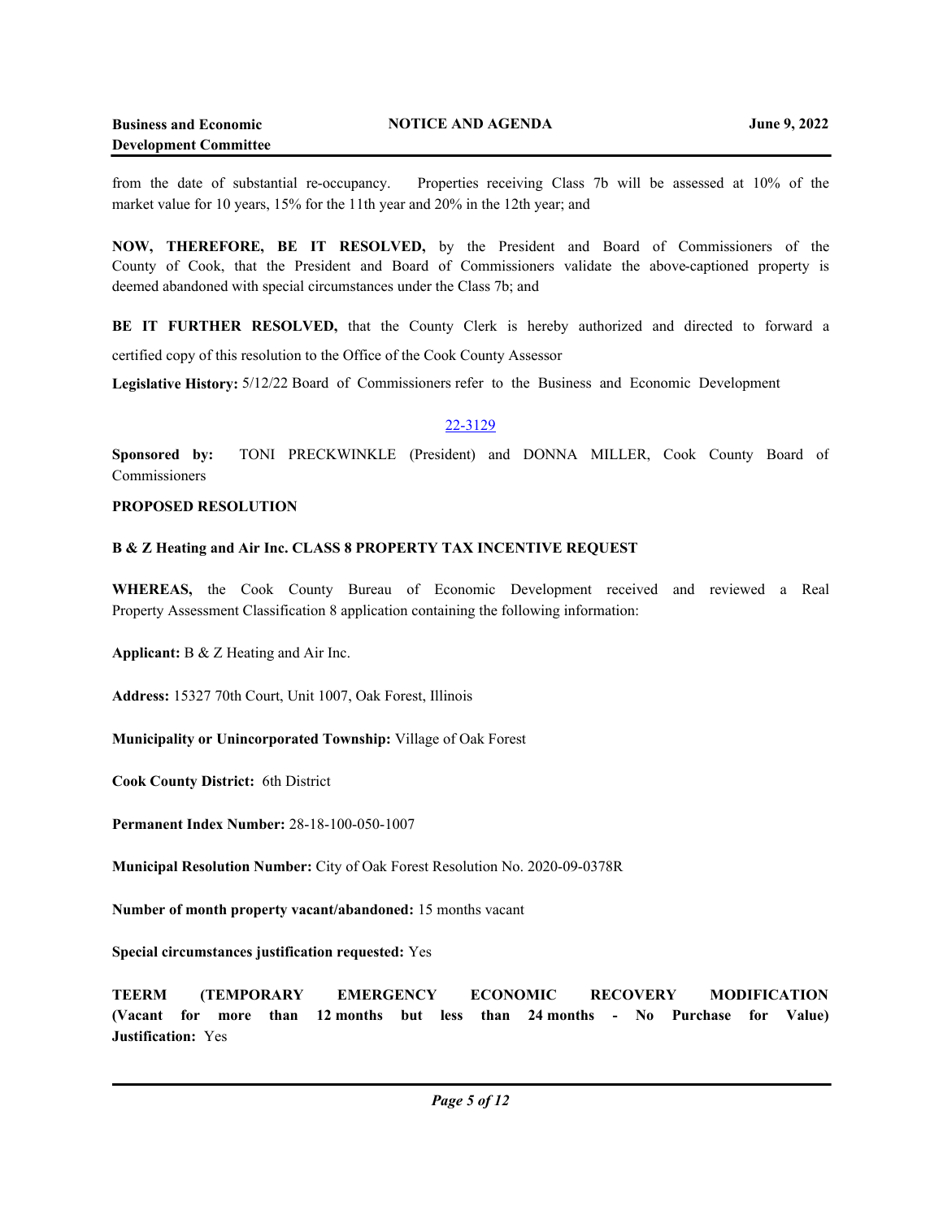from the date of substantial re-occupancy. Properties receiving Class 7b will be assessed at 10% of the market value for 10 years, 15% for the 11th year and 20% in the 12th year; and

**NOW, THEREFORE, BE IT RESOLVED,** by the President and Board of Commissioners of the County of Cook, that the President and Board of Commissioners validate the above-captioned property is deemed abandoned with special circumstances under the Class 7b; and

**BE IT FURTHER RESOLVED,** that the County Clerk is hereby authorized and directed to forward a certified copy of this resolution to the Office of the Cook County Assessor

**Legislative History:** 5/12/22 Board of Commissioners refer to the Business and Economic Development

22-3129

**Sponsored by:** TONI PRECKWINKLE (President) and DONNA MILLER, Cook County Board of Commissioners

**PROPOSED RESOLUTION**

**B & Z Heating and Air Inc. CLASS 8 PROPERTY TAX INCENTIVE REQUEST**

**WHEREAS,** the Cook County Bureau of Economic Development received and reviewed a Real Property Assessment Classification 8 application containing the following information:

**Applicant:** B & Z Heating and Air Inc.

**Address:** 15327 70th Court, Unit 1007, Oak Forest, Illinois

**Municipality or Unincorporated Township:** Village of Oak Forest

**Cook County District:** 6th District

**Permanent Index Number:** 28-18-100-050-1007

**Municipal Resolution Number:** City of Oak Forest Resolution No. 2020-09-0378R

**Number of month property vacant/abandoned:** 15 months vacant

**Special circumstances justification requested:** Yes

**TEERM (TEMPORARY EMERGENCY ECONOMIC RECOVERY MODIFICATION (Vacant for more than 12 months but less than 24 months - No Purchase for Value) Justification:** Yes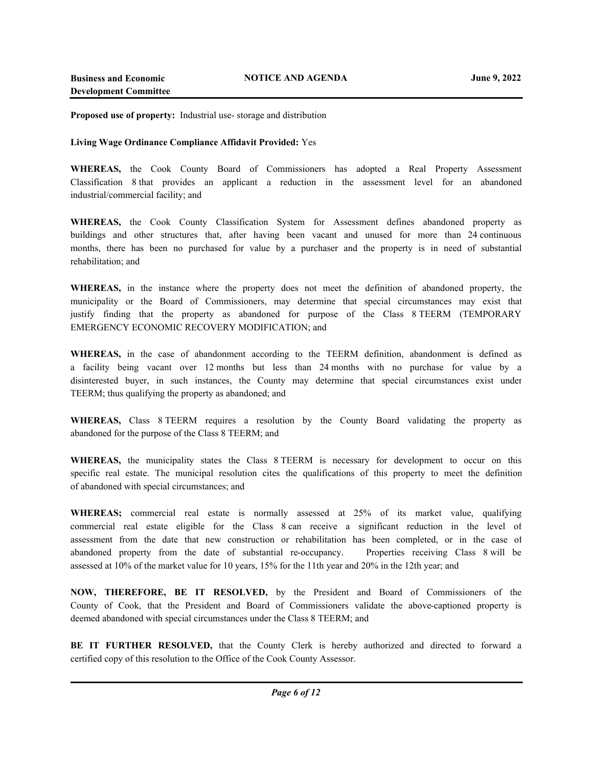**Proposed use of property:** Industrial use- storage and distribution

**Living Wage Ordinance Compliance Affidavit Provided:** Yes

**WHEREAS,** the Cook County Board of Commissioners has adopted a Real Property Assessment Classification 8 that provides an applicant a reduction in the assessment level for an abandoned industrial/commercial facility; and

**WHEREAS,** the Cook County Classification System for Assessment defines abandoned property as buildings and other structures that, after having been vacant and unused for more than 24 continuous months, there has been no purchased for value by a purchaser and the property is in need of substantial rehabilitation; and

**WHEREAS,** in the instance where the property does not meet the definition of abandoned property, the municipality or the Board of Commissioners, may determine that special circumstances may exist that justify finding that the property as abandoned for purpose of the Class 8 TEERM (TEMPORARY EMERGENCY ECONOMIC RECOVERY MODIFICATION; and

**WHEREAS,** in the case of abandonment according to the TEERM definition, abandonment is defined as a facility being vacant over 12 months but less than 24 months with no purchase for value by a disinterested buyer, in such instances, the County may determine that special circumstances exist under TEERM; thus qualifying the property as abandoned; and

**WHEREAS,** Class 8 TEERM requires a resolution by the County Board validating the property as abandoned for the purpose of the Class 8 TEERM; and

**WHEREAS,** the municipality states the Class 8 TEERM is necessary for development to occur on this specific real estate. The municipal resolution cites the qualifications of this property to meet the definition of abandoned with special circumstances; and

**WHEREAS;** commercial real estate is normally assessed at 25% of its market value, qualifying commercial real estate eligible for the Class 8 can receive a significant reduction in the level of assessment from the date that new construction or rehabilitation has been completed, or in the case of abandoned property from the date of substantial re-occupancy. Properties receiving Class 8 will be assessed at 10% of the market value for 10 years, 15% for the 11th year and 20% in the 12th year; and

**NOW, THEREFORE, BE IT RESOLVED,** by the President and Board of Commissioners of the County of Cook, that the President and Board of Commissioners validate the above-captioned property is deemed abandoned with special circumstances under the Class 8 TEERM; and

**BE IT FURTHER RESOLVED,** that the County Clerk is hereby authorized and directed to forward a certified copy of this resolution to the Office of the Cook County Assessor.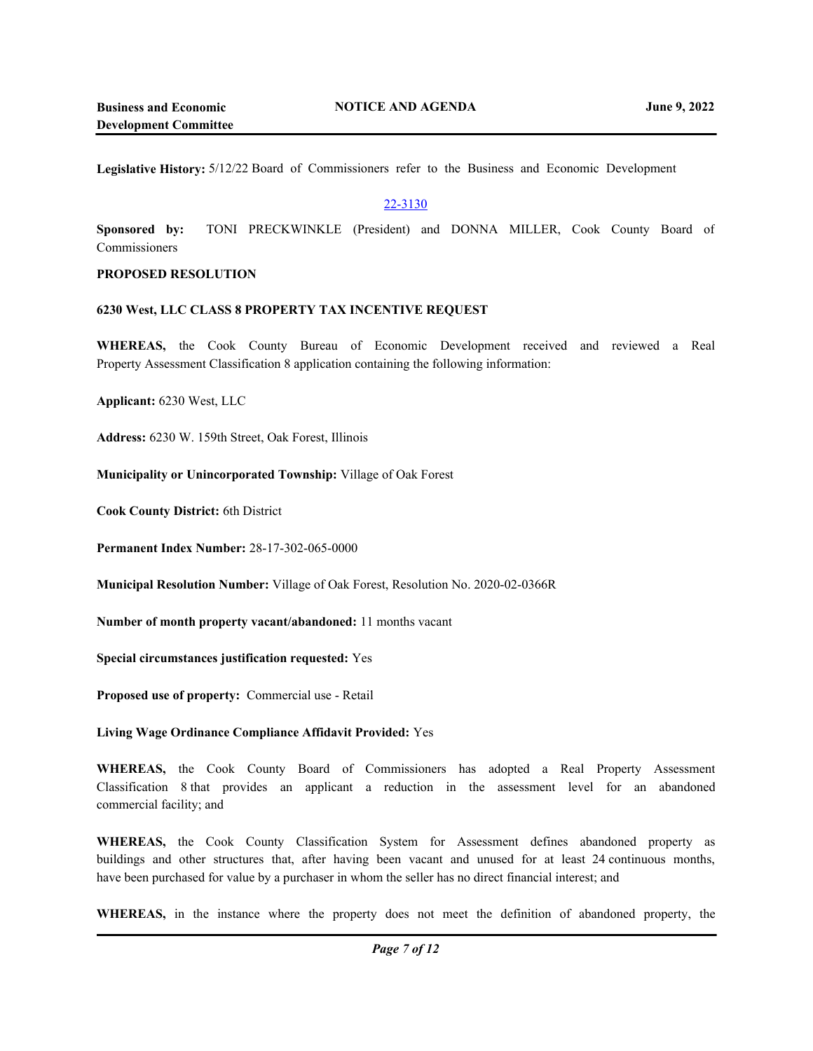**Legislative History:** 5/12/22 Board of Commissioners refer to the Business and Economic Development

22-3130

**Sponsored by:** TONI PRECKWINKLE (President) and DONNA MILLER, Cook County Board of Commissioners

**PROPOSED RESOLUTION**

**6230 West, LLC CLASS 8 PROPERTY TAX INCENTIVE REQUEST**

**WHEREAS,** the Cook County Bureau of Economic Development received and reviewed a Real Property Assessment Classification 8 application containing the following information:

**Applicant:** 6230 West, LLC

**Address:** 6230 W. 159th Street, Oak Forest, Illinois

**Municipality or Unincorporated Township:** Village of Oak Forest

**Cook County District:** 6th District

**Permanent Index Number:** 28-17-302-065-0000

**Municipal Resolution Number:** Village of Oak Forest, Resolution No. 2020-02-0366R

**Number of month property vacant/abandoned:** 11 months vacant

**Special circumstances justification requested:** Yes

**Proposed use of property:** Commercial use - Retail

**Living Wage Ordinance Compliance Affidavit Provided:** Yes

**WHEREAS,** the Cook County Board of Commissioners has adopted a Real Property Assessment Classification 8 that provides an applicant a reduction in the assessment level for an abandoned commercial facility; and

**WHEREAS,** the Cook County Classification System for Assessment defines abandoned property as buildings and other structures that, after having been vacant and unused for at least 24 continuous months, have been purchased for value by a purchaser in whom the seller has no direct financial interest; and

**WHEREAS,** in the instance where the property does not meet the definition of abandoned property, the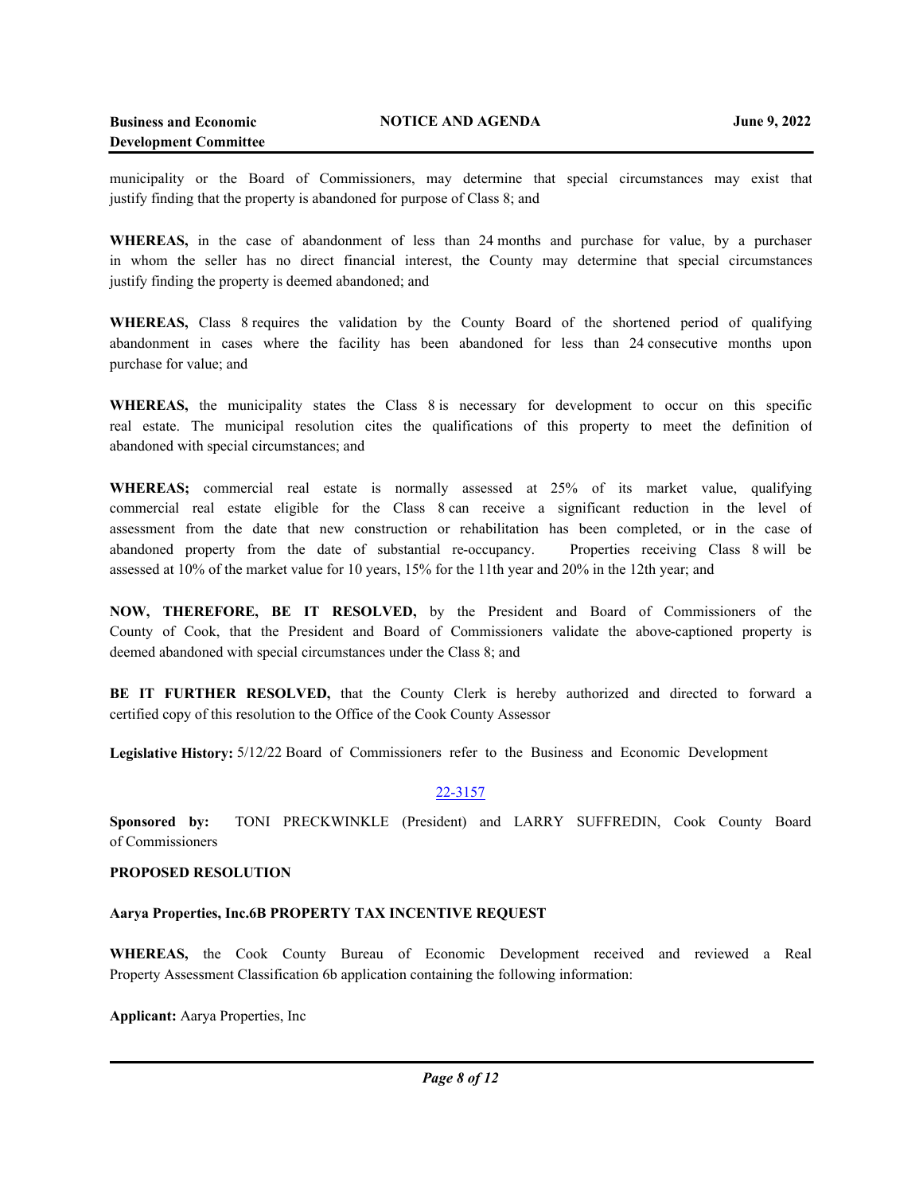municipality or the Board of Commissioners, may determine that special circumstances may exist that justify finding that the property is abandoned for purpose of Class 8; and

**WHEREAS,** in the case of abandonment of less than 24 months and purchase for value, by a purchaser in whom the seller has no direct financial interest, the County may determine that special circumstances justify finding the property is deemed abandoned; and

**WHEREAS,** Class 8 requires the validation by the County Board of the shortened period of qualifying abandonment in cases where the facility has been abandoned for less than 24 consecutive months upon purchase for value; and

**WHEREAS,** the municipality states the Class 8 is necessary for development to occur on this specific real estate. The municipal resolution cites the qualifications of this property to meet the definition of abandoned with special circumstances; and

**WHEREAS;** commercial real estate is normally assessed at 25% of its market value, qualifying commercial real estate eligible for the Class 8 can receive a significant reduction in the level of assessment from the date that new construction or rehabilitation has been completed, or in the case of abandoned property from the date of substantial re-occupancy. Properties receiving Class 8 will be assessed at 10% of the market value for 10 years, 15% for the 11th year and 20% in the 12th year; and

**NOW, THEREFORE, BE IT RESOLVED,** by the President and Board of Commissioners of the County of Cook, that the President and Board of Commissioners validate the above-captioned property is deemed abandoned with special circumstances under the Class 8; and

**BE IT FURTHER RESOLVED,** that the County Clerk is hereby authorized and directed to forward a certified copy of this resolution to the Office of the Cook County Assessor

**Legislative History:** 5/12/22 Board of Commissioners refer to the Business and Economic Development

22-3157

**Sponsored by:** TONI PRECKWINKLE (President) and LARRY SUFFREDIN, Cook County Board of Commissioners

**PROPOSED RESOLUTION**

**Aarya Properties, Inc.6B PROPERTY TAX INCENTIVE REQUEST**

**WHEREAS,** the Cook County Bureau of Economic Development received and reviewed a Real Property Assessment Classification 6b application containing the following information:

**Applicant:** Aarya Properties, Inc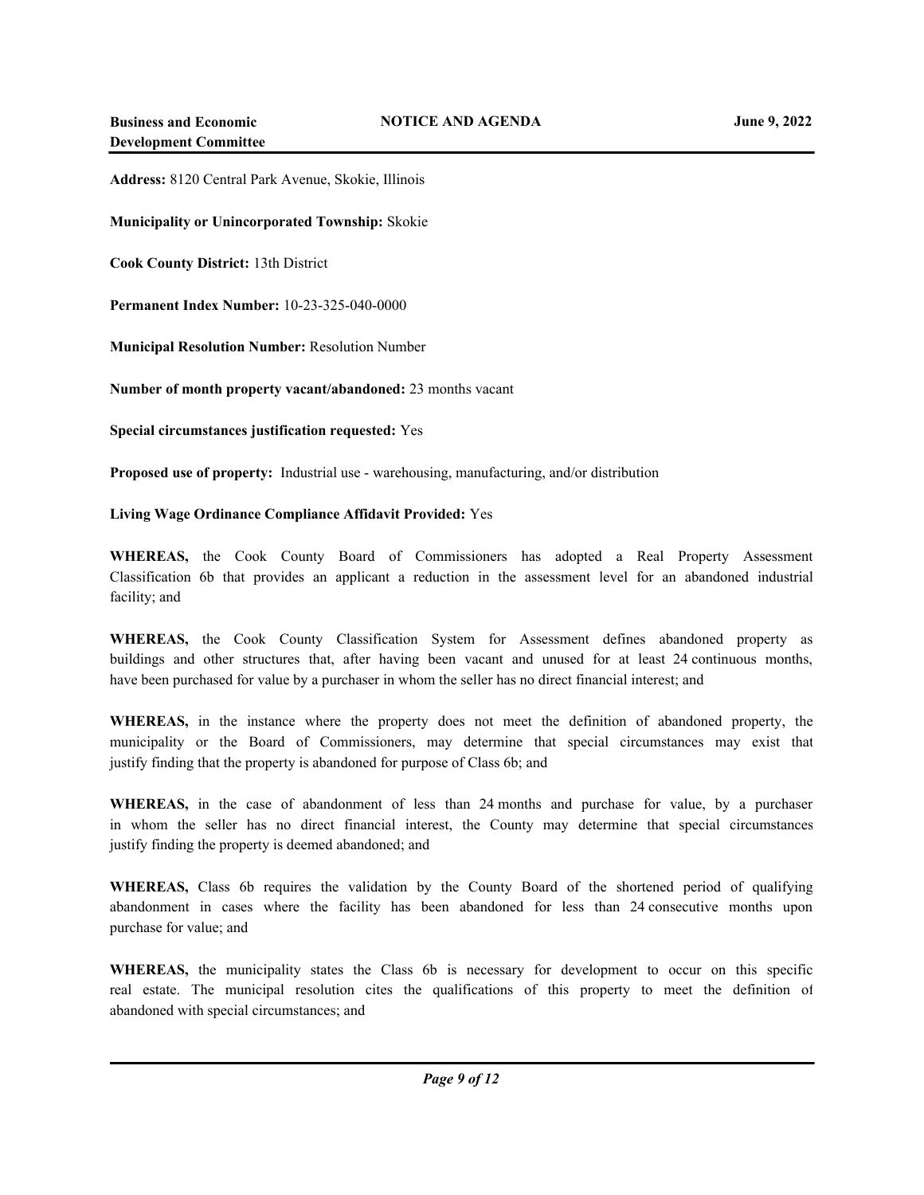**Address:** 8120 Central Park Avenue, Skokie, Illinois

**Municipality or Unincorporated Township:** Skokie

**Cook County District:** 13th District

**Permanent Index Number:** 10-23-325-040-0000

**Municipal Resolution Number:** Resolution Number

**Number of month property vacant/abandoned:** 23 months vacant

**Special circumstances justification requested:** Yes

**Proposed use of property:** Industrial use - warehousing, manufacturing, and/or distribution

**Living Wage Ordinance Compliance Affidavit Provided:** Yes

**WHEREAS,** the Cook County Board of Commissioners has adopted a Real Property Assessment Classification 6b that provides an applicant a reduction in the assessment level for an abandoned industrial facility; and

**WHEREAS,** the Cook County Classification System for Assessment defines abandoned property as buildings and other structures that, after having been vacant and unused for at least 24 continuous months, have been purchased for value by a purchaser in whom the seller has no direct financial interest; and

**WHEREAS,** in the instance where the property does not meet the definition of abandoned property, the municipality or the Board of Commissioners, may determine that special circumstances may exist that justify finding that the property is abandoned for purpose of Class 6b; and

**WHEREAS,** in the case of abandonment of less than 24 months and purchase for value, by a purchaser in whom the seller has no direct financial interest, the County may determine that special circumstances justify finding the property is deemed abandoned; and

**WHEREAS,** Class 6b requires the validation by the County Board of the shortened period of qualifying abandonment in cases where the facility has been abandoned for less than 24 consecutive months upon purchase for value; and

**WHEREAS,** the municipality states the Class 6b is necessary for development to occur on this specific real estate. The municipal resolution cites the qualifications of this property to meet the definition of abandoned with special circumstances; and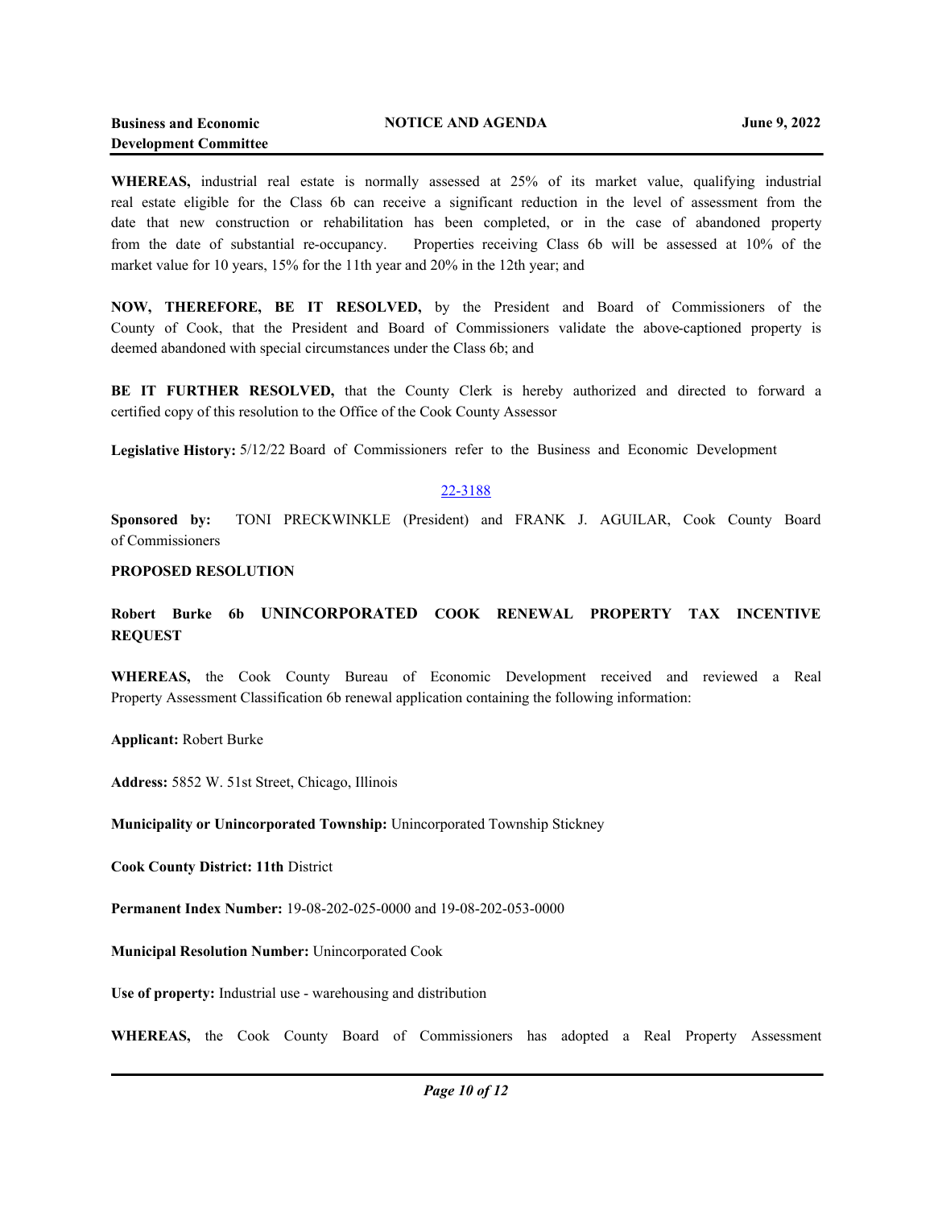**WHEREAS,** industrial real estate is normally assessed at 25% of its market value, qualifying industrial real estate eligible for the Class 6b can receive a significant reduction in the level of assessment from the date that new construction or rehabilitation has been completed, or in the case of abandoned property from the date of substantial re-occupancy. Properties receiving Class 6b will be assessed at 10% of the market value for 10 years, 15% for the 11th year and 20% in the 12th year; and

**NOW, THEREFORE, BE IT RESOLVED,** by the President and Board of Commissioners of the County of Cook, that the President and Board of Commissioners validate the above-captioned property is deemed abandoned with special circumstances under the Class 6b; and

**BE IT FURTHER RESOLVED,** that the County Clerk is hereby authorized and directed to forward a certified copy of this resolution to the Office of the Cook County Assessor

**Legislative History:** 5/12/22 Board of Commissioners refer to the Business and Economic Development

22-3188

**Sponsored by:** TONI PRECKWINKLE (President) and FRANK J. AGUILAR, Cook County Board of Commissioners

**PROPOSED RESOLUTION**

**Robert Burke 6b UNINCORPORATED COOK RENEWAL PROPERTY TAX INCENTIVE REQUEST**

**WHEREAS,** the Cook County Bureau of Economic Development received and reviewed a Real Property Assessment Classification 6b renewal application containing the following information:

**Applicant:** Robert Burke

**Address:** 5852 W. 51st Street, Chicago, Illinois

**Municipality or Unincorporated Township:** Unincorporated Township Stickney

**Cook County District: 11th** District

**Permanent Index Number:** 19-08-202-025-0000 and 19-08-202-053-0000

**Municipal Resolution Number:** Unincorporated Cook

**Use of property:** Industrial use - warehousing and distribution

**WHEREAS,** the Cook County Board of Commissioners has adopted a Real Property Assessment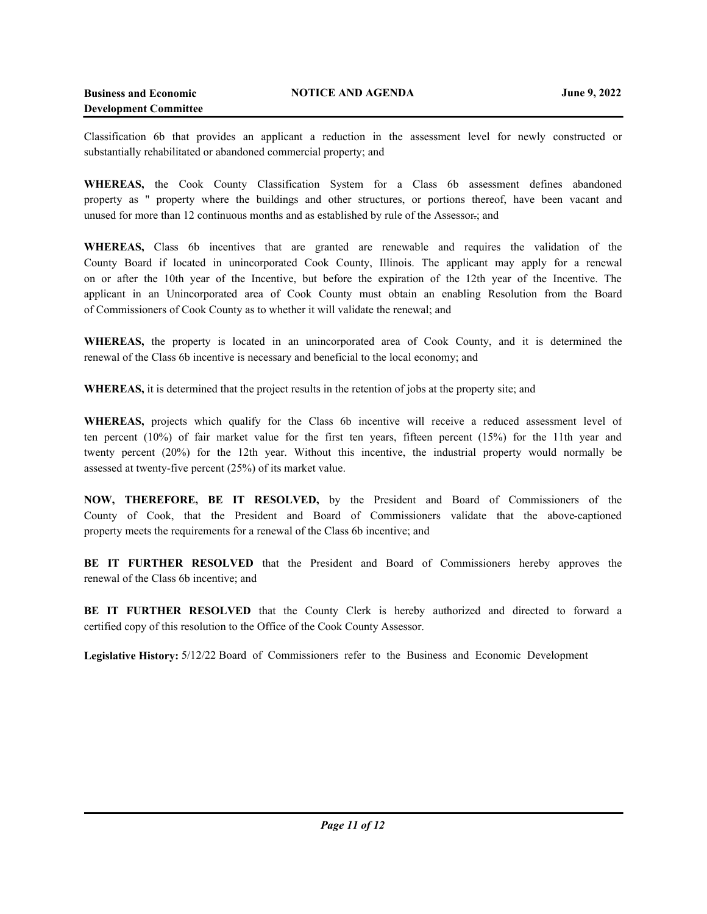Classification 6b that provides an applicant a reduction in the assessment level for newly constructed or substantially rehabilitated or abandoned commercial property; and

**WHEREAS,** the Cook County Classification System for a Class 6b assessment defines abandoned property as " property where the buildings and other structures, or portions thereof, have been vacant and unused for more than 12 continuous months and as established by rule of the Assessor.; and

**WHEREAS,** Class 6b incentives that are granted are renewable and requires the validation of the County Board if located in unincorporated Cook County, Illinois. The applicant may apply for a renewal on or after the 10th year of the Incentive, but before the expiration of the 12th year of the Incentive. The applicant in an Unincorporated area of Cook County must obtain an enabling Resolution from the Board of Commissioners of Cook County as to whether it will validate the renewal; and

**WHEREAS,** the property is located in an unincorporated area of Cook County, and it is determined the renewal of the Class 6b incentive is necessary and beneficial to the local economy; and

**WHEREAS,** it is determined that the project results in the retention of jobs at the property site; and

**WHEREAS,** projects which qualify for the Class 6b incentive will receive a reduced assessment level of ten percent (10%) of fair market value for the first ten years, fifteen percent (15%) for the 11th year and twenty percent (20%) for the 12th year. Without this incentive, the industrial property would normally be assessed at twenty-five percent (25%) of its market value.

**NOW, THEREFORE, BE IT RESOLVED,** by the President and Board of Commissioners of the County of Cook, that the President and Board of Commissioners validate that the above-captioned property meets the requirements for a renewal of the Class 6b incentive; and

**BE IT FURTHER RESOLVED** that the President and Board of Commissioners hereby approves the renewal of the Class 6b incentive; and

**BE IT FURTHER RESOLVED** that the County Clerk is hereby authorized and directed to forward a certified copy of this resolution to the Office of the Cook County Assessor.

**Legislative History:** 5/12/22 Board of Commissioners refer to the Business and Economic Development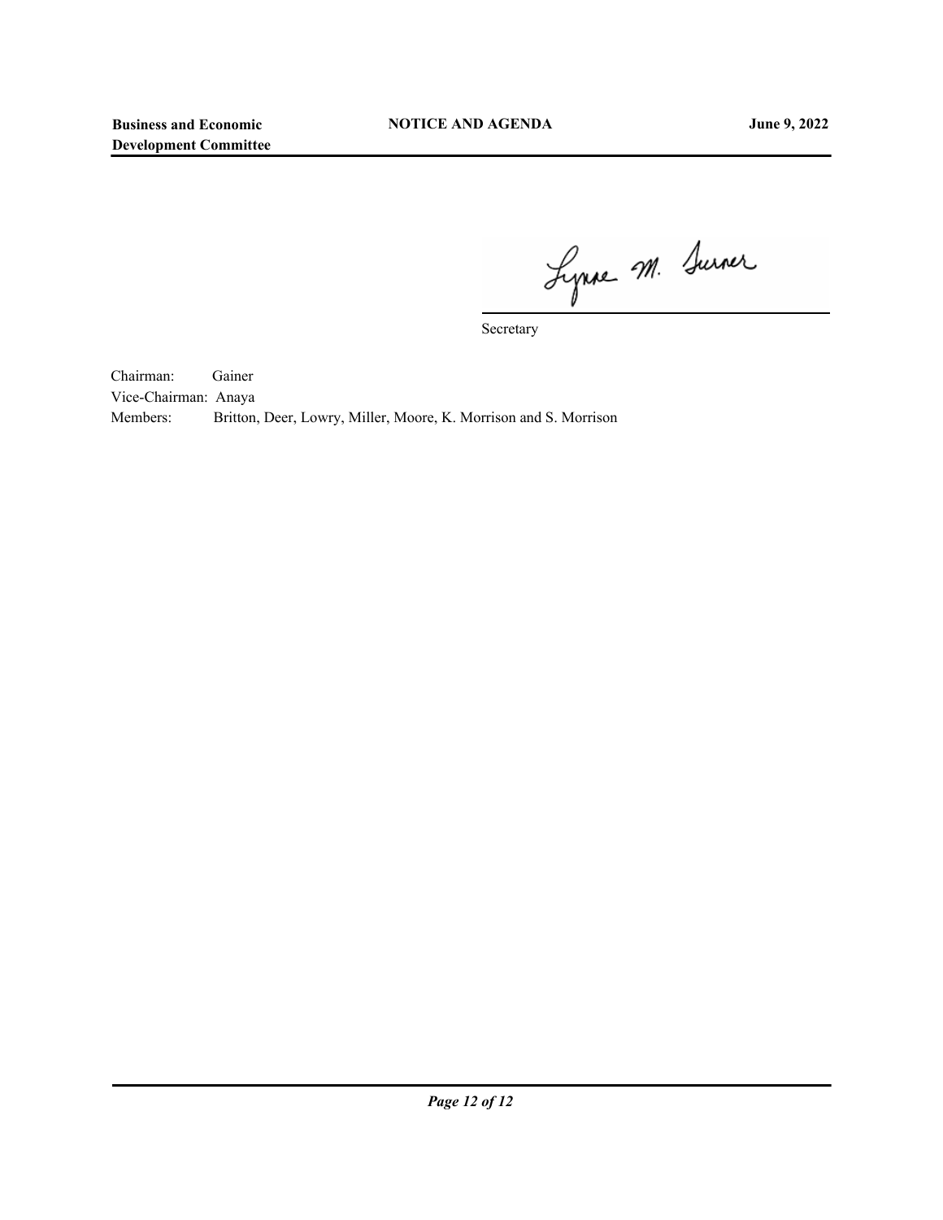Lynne M. Turner

Secretary

Chairman: Gainer
Vice-Chairman: Anaya
Members: Britton, Deer, Lowry, Miller, Moore, K. Morrison and S. Morrison